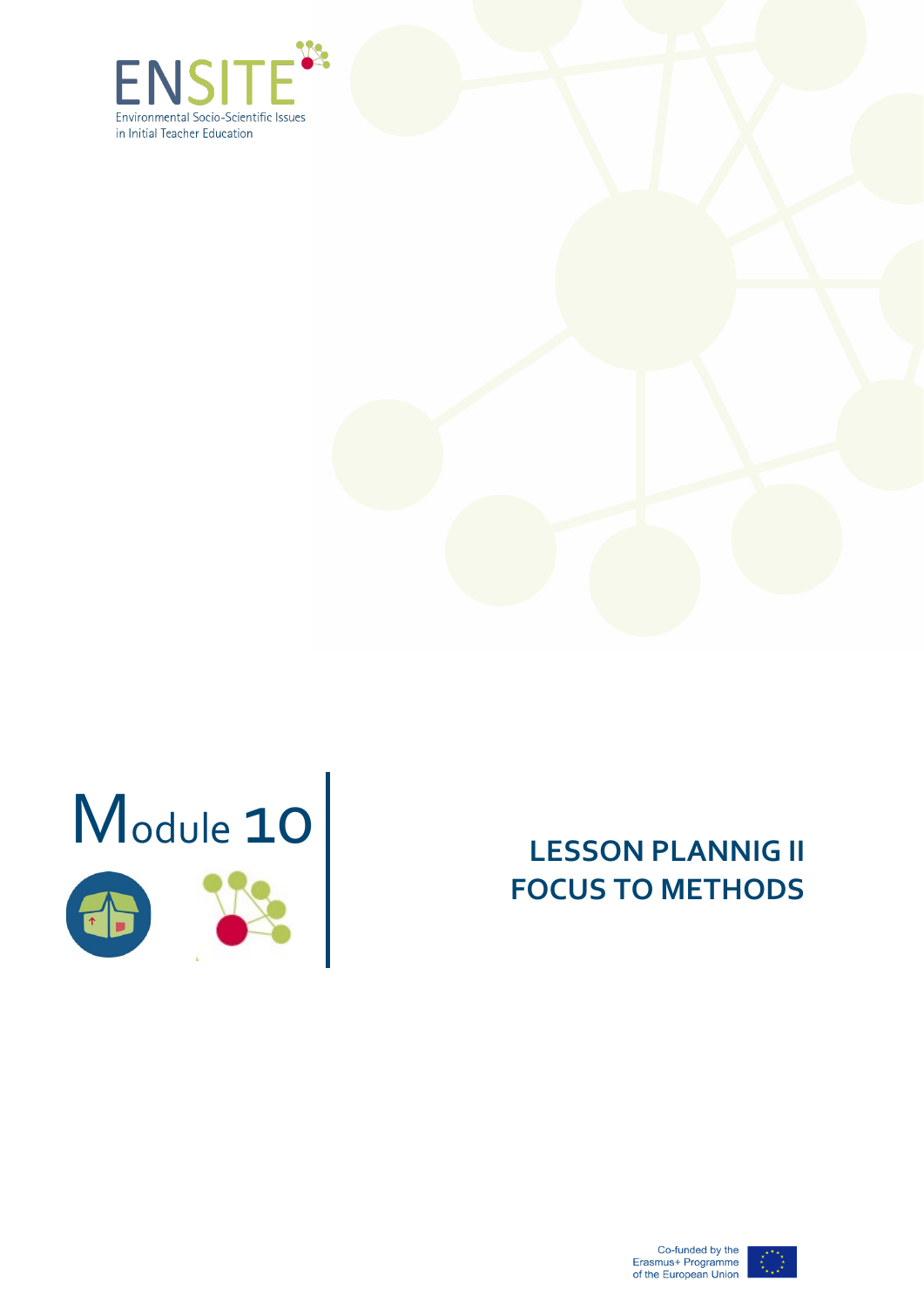ENSITE

Environmental Socio-Scientific Issues in Initial Teacher Education

# Module 10

## LESSON PLANNIG II FOCUS TO METHODS

Co-funded by the Erasmus+ Programme of the European Union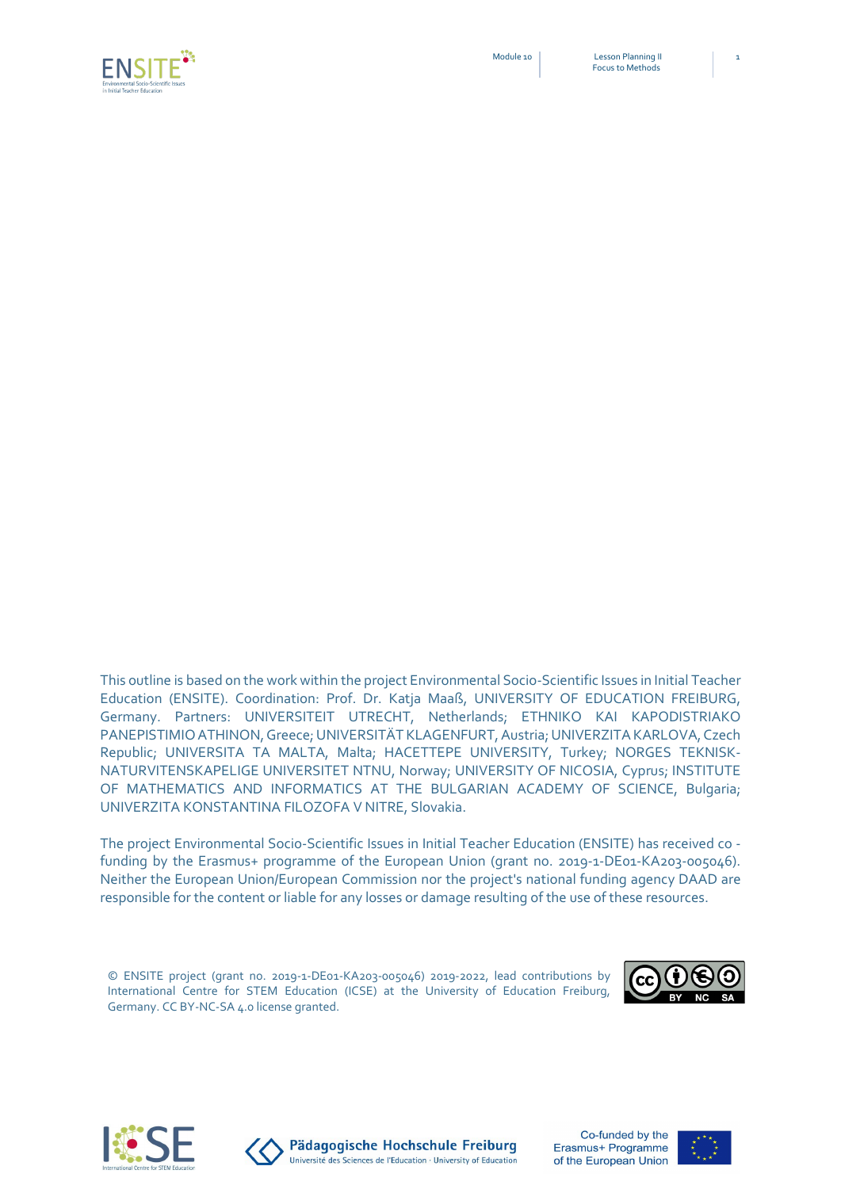This outline is based on the work within the project Environmental Socio-Scientific Issues in Initial Teacher Education (ENSITE). Coordination: Prof. Dr. Katja Maaß, UNIVERSITY OF EDUCATION FREIBURG, Germany. Partners: UNIVERSITEIT UTRECHT, Netherlands; ETHNIKO KAI KAPODISTRIAKO PANEPISTIMIO ATHINON, Greece; UNIVERSITÄT KLAGENFURT, Austria; UNIVERZITA KARLOVA, Czech Republic; UNIVERSITA TA MALTA, Malta; HACETTEPE UNIVERSITY, Turkey; NORGES TEKNISK-NATURVITENSKAPELIGE UNIVERSITET NTNU, Norway; UNIVERSITY OF NICOSIA, Cyprus; INSTITUTE OF MATHEMATICS AND INFORMATICS AT THE BULGARIAN ACADEMY OF SCIENCE, Bulgaria; UNIVERZITA KONSTANTINA FILOZOFA V NITRE, Slovakia.

The project Environmental Socio-Scientific Issues in Initial Teacher Education (ENSITE) has received co-funding by the Erasmus+ programme of the European Union (grant no. 2019-1-DE01-KA203-005046). Neither the European Union/European Commission nor the project's national funding agency DAAD are responsible for the content or liable for any losses or damage resulting of the use of these resources.

© ENSITE project (grant no. 2019-1-DE01-KA203-005046) 2019-2022, lead contributions by International Centre for STEM Education (ICSE) at the University of Education Freiburg, Germany. CC BY-NC-SA 4.0 license granted.

Co-funded by the Erasmus+ Programme of the European Union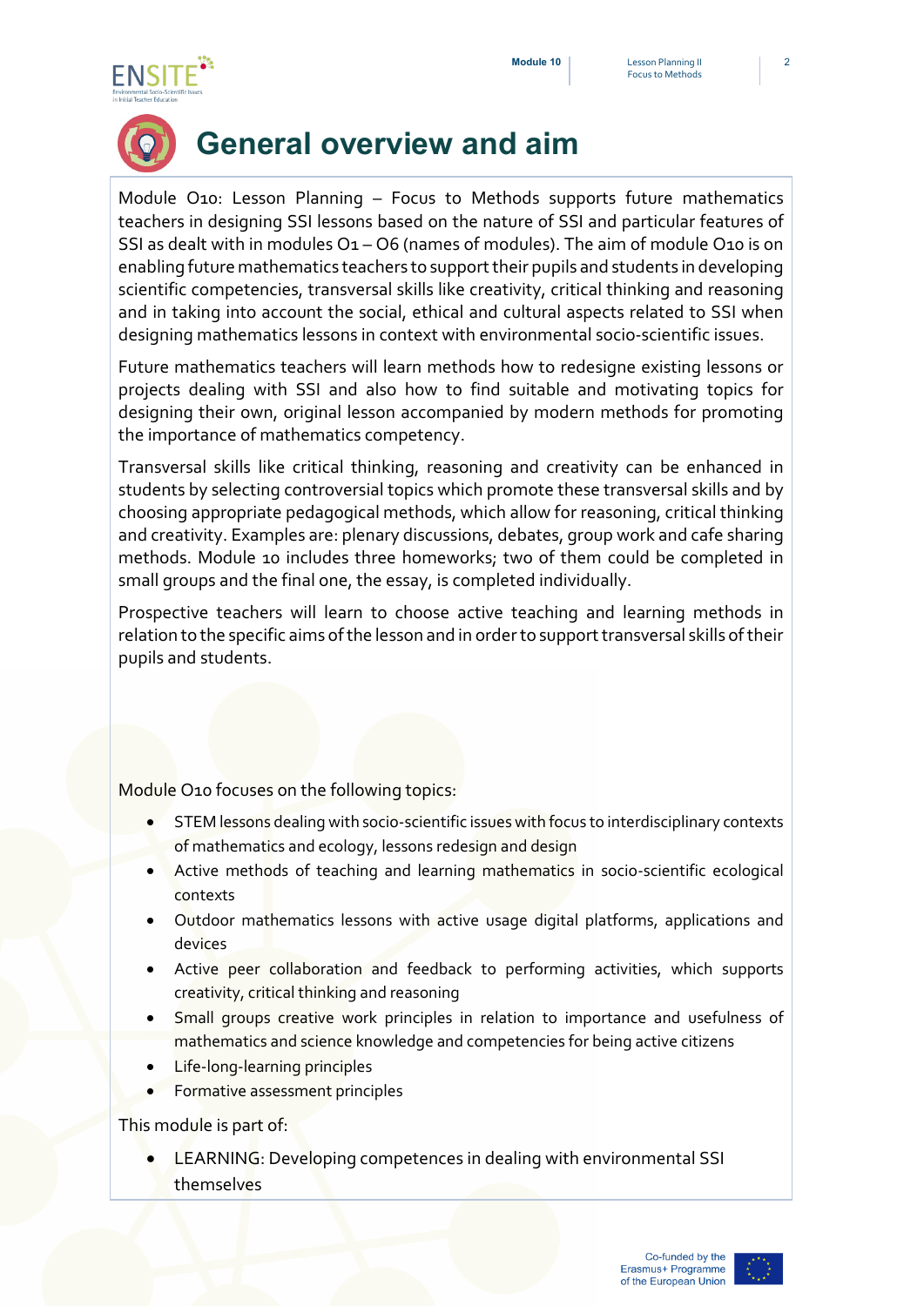# General overview and aim

Module O10: Lesson Planning – Focus to Methods supports future mathematics teachers in designing SSI lessons based on the nature of SSI and particular features of SSI as dealt with in modules O1 – O6 (names of modules). The aim of module O10 is on enabling future mathematics teachers to support their pupils and students in developing scientific competencies, transversal skills like creativity, critical thinking and reasoning and in taking into account the social, ethical and cultural aspects related to SSI when designing mathematics lessons in context with environmental socio-scientific issues.

Future mathematics teachers will learn methods how to redesigne existing lessons or projects dealing with SSI and also how to find suitable and motivating topics for designing their own, original lesson accompanied by modern methods for promoting the importance of mathematics competency.

Transversal skills like critical thinking, reasoning and creativity can be enhanced in students by selecting controversial topics which promote these transversal skills and by choosing appropriate pedagogical methods, which allow for reasoning, critical thinking and creativity. Examples are: plenary discussions, debates, group work and cafe sharing methods. Module 10 includes three homeworks; two of them could be completed in small groups and the final one, the essay, is completed individually.

Prospective teachers will learn to choose active teaching and learning methods in relation to the specific aims of the lesson and in order to support transversal skills of their pupils and students.

Module O10 focuses on the following topics:

- STEM lessons dealing with socio-scientific issues with focus to interdisciplinary contexts of mathematics and ecology, lessons redesign and design
- Active methods of teaching and learning mathematics in socio-scientific ecological contexts
- Outdoor mathematics lessons with active usage digital platforms, applications and devices
- Active peer collaboration and feedback to performing activities, which supports creativity, critical thinking and reasoning
- Small groups creative work principles in relation to importance and usefulness of mathematics and science knowledge and competencies for being active citizens
- Life-long-learning principles
- Formative assessment principles

This module is part of:

- LEARNING: Developing competences in dealing with environmental SSI themselves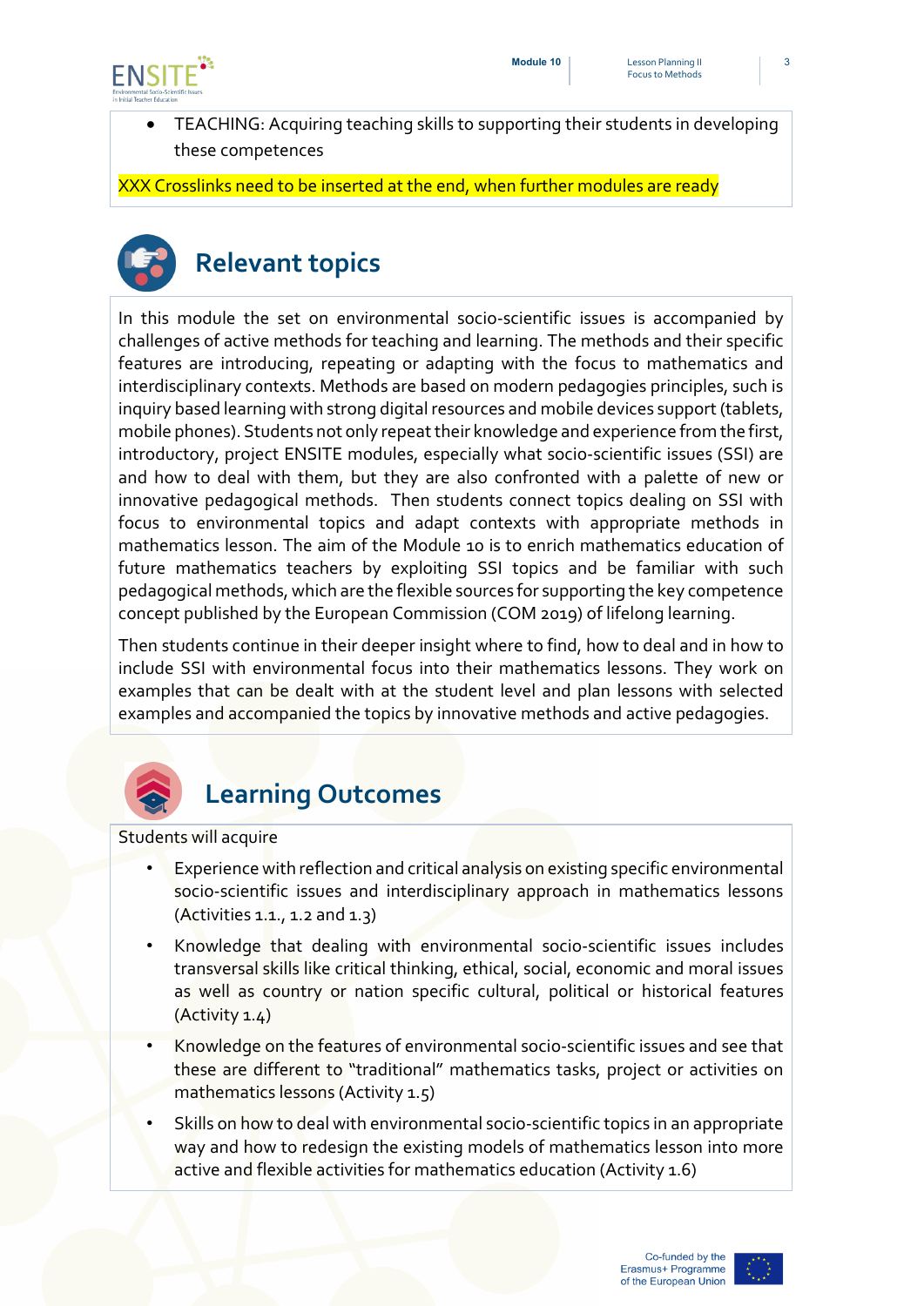- TEACHING: Acquiring teaching skills to supporting their students in developing these competences

XXX Crosslinks need to be inserted at the end, when further modules are ready

## Relevant topics

In this module the set on environmental socio-scientific issues is accompanied by challenges of active methods for teaching and learning. The methods and their specific features are introducing, repeating or adapting with the focus to mathematics and interdisciplinary contexts. Methods are based on modern pedagogies principles, such is inquiry based learning with strong digital resources and mobile devices support (tablets, mobile phones). Students not only repeat their knowledge and experience from the first, introductory, project ENSITE modules, especially what socio-scientific issues (SSI) are and how to deal with them, but they are also confronted with a palette of new or innovative pedagogical methods. Then students connect topics dealing on SSI with focus to environmental topics and adapt contexts with appropriate methods in mathematics lesson. The aim of the Module 10 is to enrich mathematics education of future mathematics teachers by exploiting SSI topics and be familiar with such pedagogical methods, which are the flexible sources for supporting the key competence concept published by the European Commission (COM 2019) of lifelong learning.

Then students continue in their deeper insight where to find, how to deal and in how to include SSI with environmental focus into their mathematics lessons. They work on examples that can be dealt with at the student level and plan lessons with selected examples and accompanied the topics by innovative methods and active pedagogies.

## Learning Outcomes

Students will acquire

- Experience with reflection and critical analysis on existing specific environmental socio-scientific issues and interdisciplinary approach in mathematics lessons (Activities 1.1., 1.2 and 1.3)
- Knowledge that dealing with environmental socio-scientific issues includes transversal skills like critical thinking, ethical, social, economic and moral issues as well as country or nation specific cultural, political or historical features (Activity 1.4)
- Knowledge on the features of environmental socio-scientific issues and see that these are different to "traditional" mathematics tasks, project or activities on mathematics lessons (Activity 1.5)
- Skills on how to deal with environmental socio-scientific topics in an appropriate way and how to redesign the existing models of mathematics lesson into more active and flexible activities for mathematics education (Activity 1.6)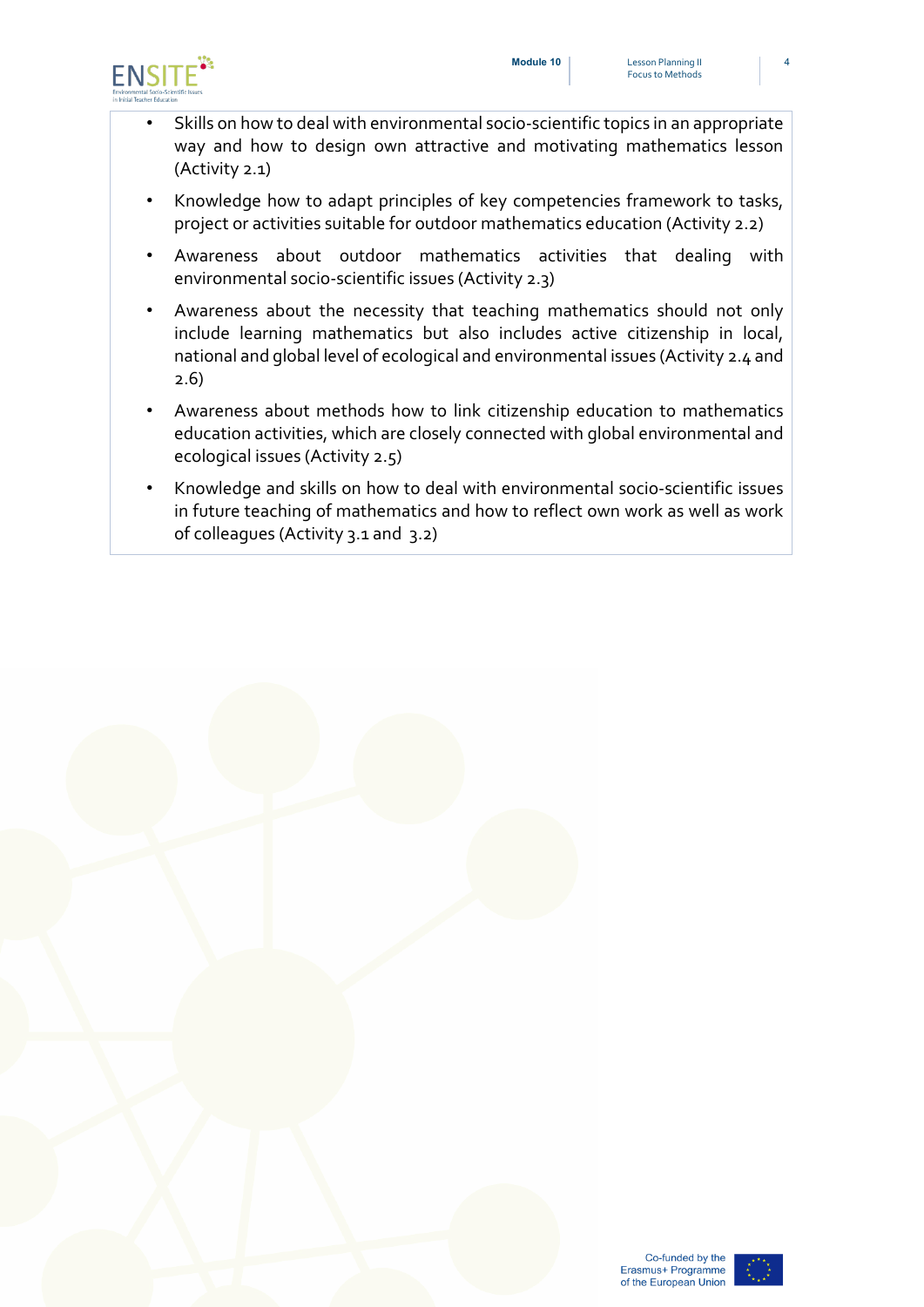- Skills on how to deal with environmental socio-scientific topics in an appropriate way and how to design own attractive and motivating mathematics lesson (Activity 2.1)
- Knowledge how to adapt principles of key competencies framework to tasks, project or activities suitable for outdoor mathematics education (Activity 2.2)
- Awareness about outdoor mathematics activities that dealing with environmental socio-scientific issues (Activity 2.3)
- Awareness about the necessity that teaching mathematics should not only include learning mathematics but also includes active citizenship in local, national and global level of ecological and environmental issues (Activity 2.4 and 2.6)
- Awareness about methods how to link citizenship education to mathematics education activities, which are closely connected with global environmental and ecological issues (Activity 2.5)
- Knowledge and skills on how to deal with environmental socio-scientific issues in future teaching of mathematics and how to reflect own work as well as work of colleagues (Activity 3.1 and 3.2)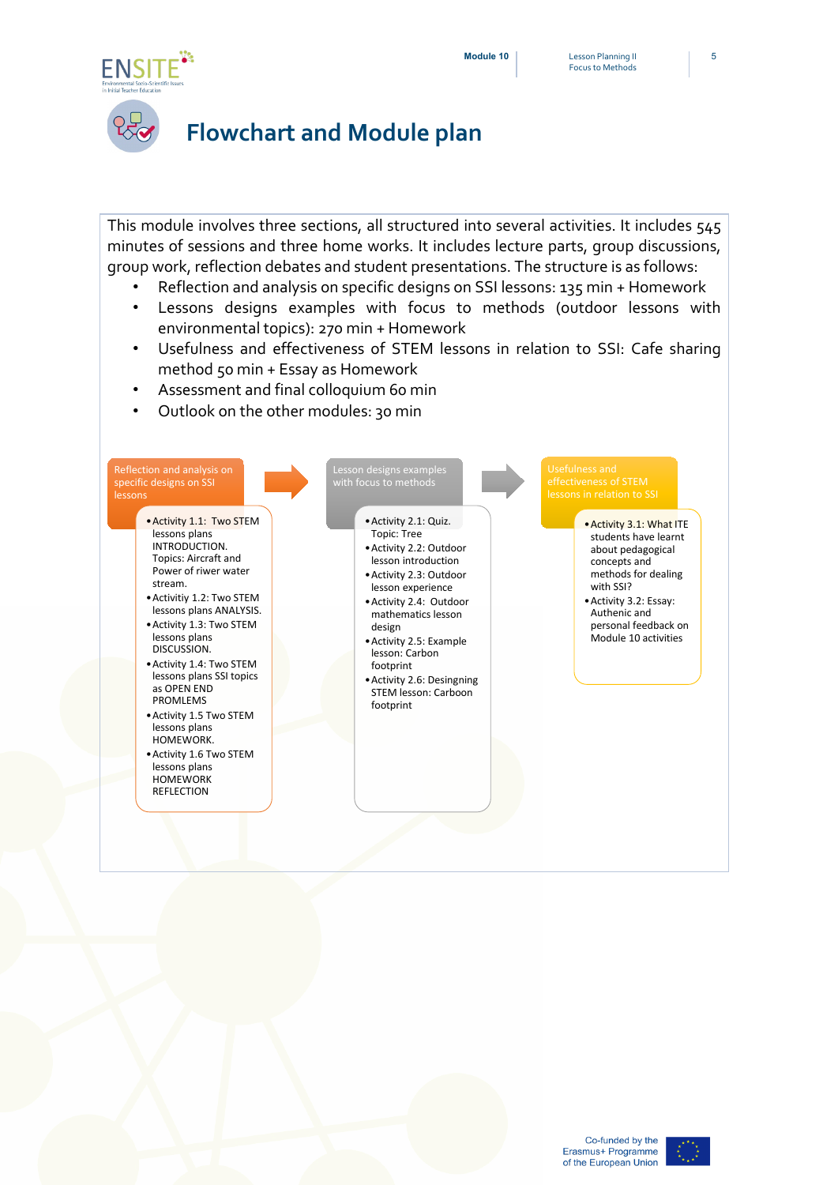# Flowchart and Module plan

This module involves three sections, all structured into several activities. It includes 545 minutes of sessions and three home works. It includes lecture parts, group discussions, group work, reflection debates and student presentations. The structure is as follows:

- Reflection and analysis on specific designs on SSI lessons: 135 min + Homework
- Lessons designs examples with focus to methods (outdoor lessons with environmental topics): 270 min + Homework
- Usefulness and effectiveness of STEM lessons in relation to SSI: Cafe sharing method 50 min + Essay as Homework
- Assessment and final colloquium 60 min
- Outlook on the other modules: 30 min

**Reflection and analysis on specific designs on SSI lessons**

- Activity 1.1: Two STEM lessons plans INTRODUCTION. Topics: Aircraft and Power of riwer water stream.
- Activitiy 1.2: Two STEM lessons plans ANALYSIS.
- Activity 1.3: Two STEM lessons plans DISCUSSION.
- Activity 1.4: Two STEM lessons plans SSI topics as OPEN END PROMLEMS
- Activity 1.5 Two STEM lessons plans HOMEWORK.
- Activity 1.6 Two STEM lessons plans HOMEWORK REFLECTION

**Lesson designs examples with focus to methods**

- Activity 2.1: Quiz. Topic: Tree
- Activity 2.2: Outdoor lesson introduction
- Activity 2.3: Outdoor lesson experience
- Activity 2.4: Outdoor mathematics lesson design
- Activity 2.5: Example lesson: Carbon footprint
- Activity 2.6: Desingning STEM lesson: Carboon footprint

**Usefulness and effectiveness of STEM lessons in relation to SSI**

- Activity 3.1: What ITE students have learnt about pedagogical concepts and methods for dealing with SSI?
- Activity 3.2: Essay: Authenic and personal feedback on Module 10 activities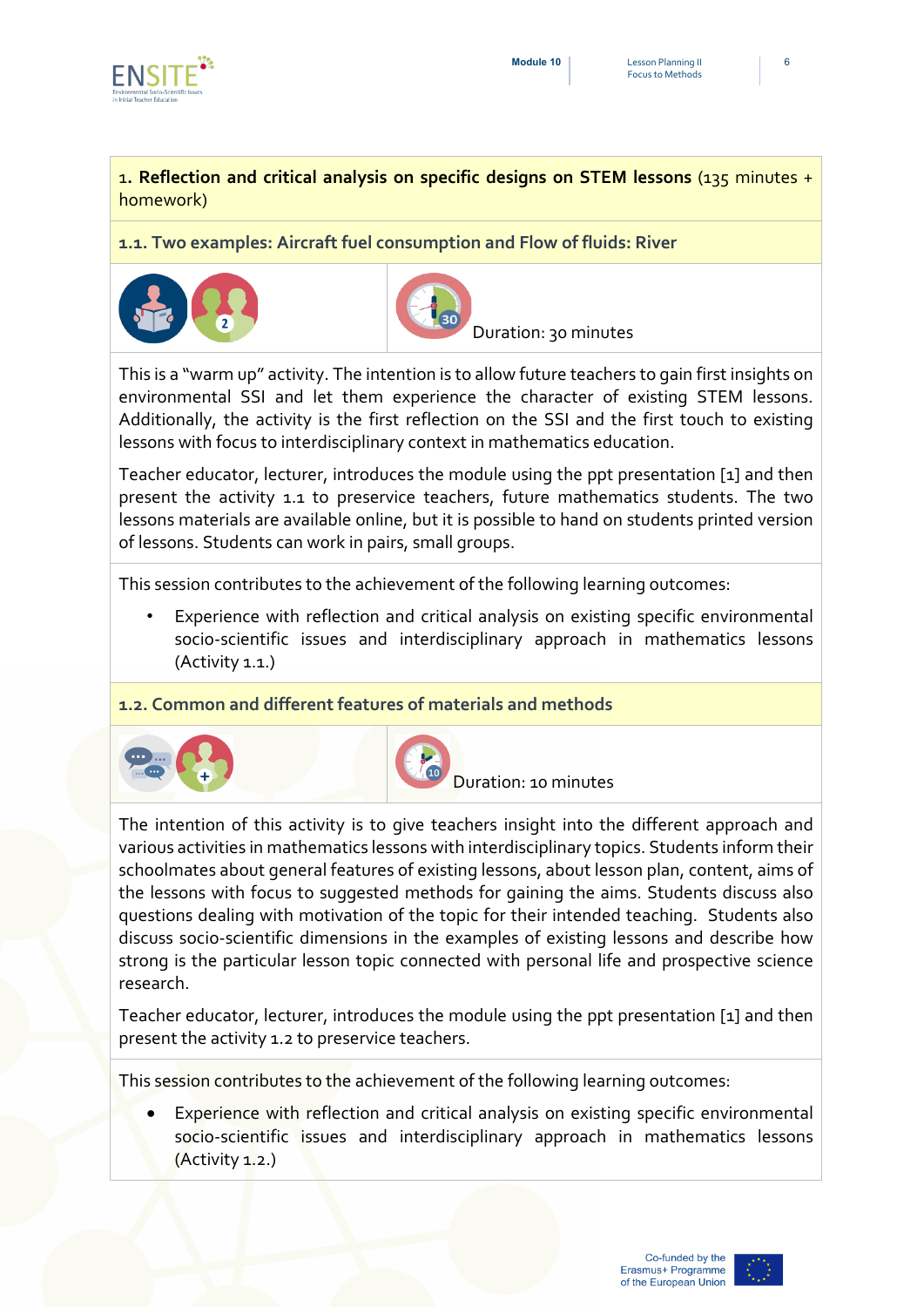## 1. Reflection and critical analysis on specific designs on STEM lessons (135 minutes + homework)

### 1.1. Two examples: Aircraft fuel consumption and Flow of fluids: River

Duration: 30 minutes

This is a "warm up" activity. The intention is to allow future teachers to gain first insights on environmental SSI and let them experience the character of existing STEM lessons. Additionally, the activity is the first reflection on the SSI and the first touch to existing lessons with focus to interdisciplinary context in mathematics education.

Teacher educator, lecturer, introduces the module using the ppt presentation [1] and then present the activity 1.1 to preservice teachers, future mathematics students. The two lessons materials are available online, but it is possible to hand on students printed version of lessons. Students can work in pairs, small groups.

This session contributes to the achievement of the following learning outcomes:

- Experience with reflection and critical analysis on existing specific environmental socio-scientific issues and interdisciplinary approach in mathematics lessons (Activity 1.1.)

### 1.2. Common and different features of materials and methods

Duration: 10 minutes

The intention of this activity is to give teachers insight into the different approach and various activities in mathematics lessons with interdisciplinary topics. Students inform their schoolmates about general features of existing lessons, about lesson plan, content, aims of the lessons with focus to suggested methods for gaining the aims. Students discuss also questions dealing with motivation of the topic for their intended teaching. Students also discuss socio-scientific dimensions in the examples of existing lessons and describe how strong is the particular lesson topic connected with personal life and prospective science research.

Teacher educator, lecturer, introduces the module using the ppt presentation [1] and then present the activity 1.2 to preservice teachers.

This session contributes to the achievement of the following learning outcomes:

- Experience with reflection and critical analysis on existing specific environmental socio-scientific issues and interdisciplinary approach in mathematics lessons (Activity 1.2.)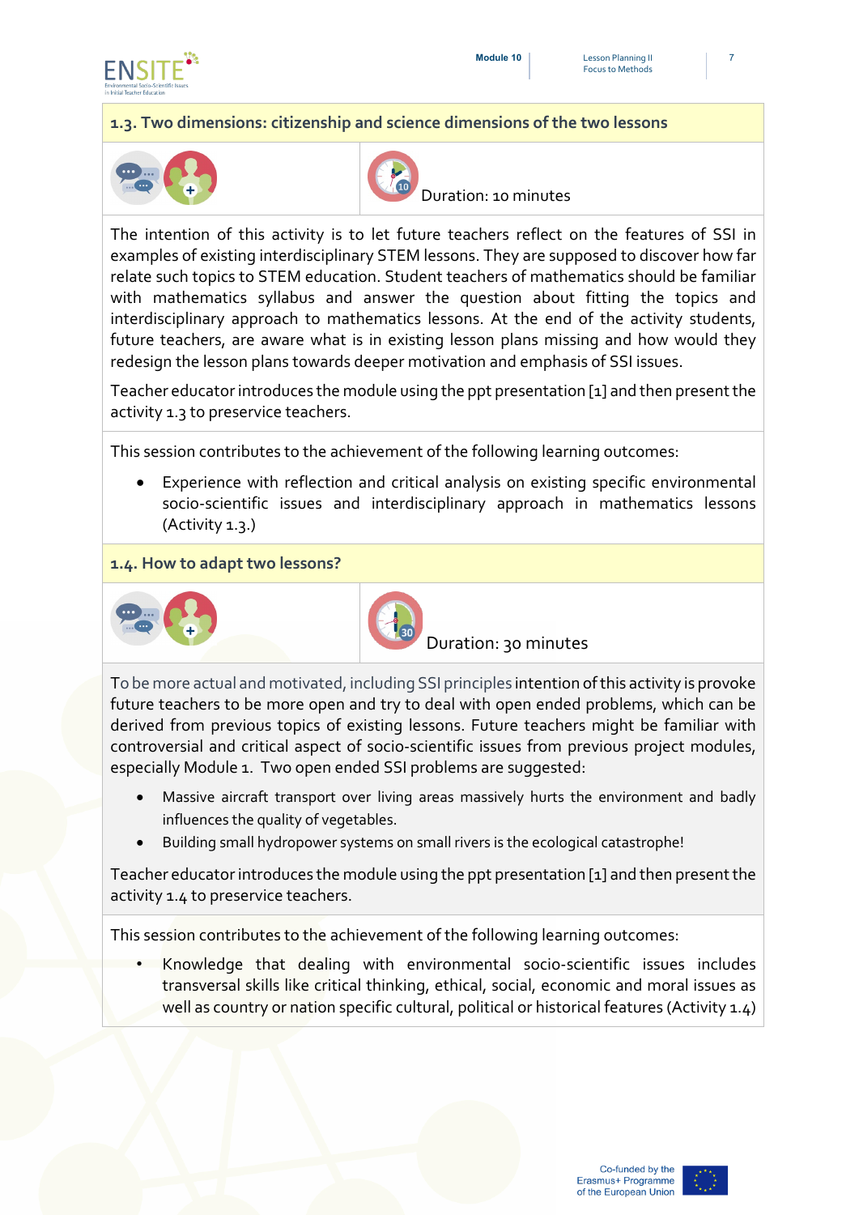### 1.3. Two dimensions: citizenship and science dimensions of the two lessons

Duration: 10 minutes

The intention of this activity is to let future teachers reflect on the features of SSI in examples of existing interdisciplinary STEM lessons. They are supposed to discover how far relate such topics to STEM education. Student teachers of mathematics should be familiar with mathematics syllabus and answer the question about fitting the topics and interdisciplinary approach to mathematics lessons. At the end of the activity students, future teachers, are aware what is in existing lesson plans missing and how would they redesign the lesson plans towards deeper motivation and emphasis of SSI issues.

Teacher educator introduces the module using the ppt presentation [1] and then present the activity 1.3 to preservice teachers.

This session contributes to the achievement of the following learning outcomes:

- Experience with reflection and critical analysis on existing specific environmental socio-scientific issues and interdisciplinary approach in mathematics lessons (Activity 1.3.)

### 1.4. How to adapt two lessons?

Duration: 30 minutes

To be more actual and motivated, including SSI principles intention of this activity is provoke future teachers to be more open and try to deal with open ended problems, which can be derived from previous topics of existing lessons. Future teachers might be familiar with controversial and critical aspect of socio-scientific issues from previous project modules, especially Module 1. Two open ended SSI problems are suggested:

- Massive aircraft transport over living areas massively hurts the environment and badly influences the quality of vegetables.
- Building small hydropower systems on small rivers is the ecological catastrophe!

Teacher educator introduces the module using the ppt presentation [1] and then present the activity 1.4 to preservice teachers.

This session contributes to the achievement of the following learning outcomes:

- Knowledge that dealing with environmental socio-scientific issues includes transversal skills like critical thinking, ethical, social, economic and moral issues as well as country or nation specific cultural, political or historical features (Activity 1.4)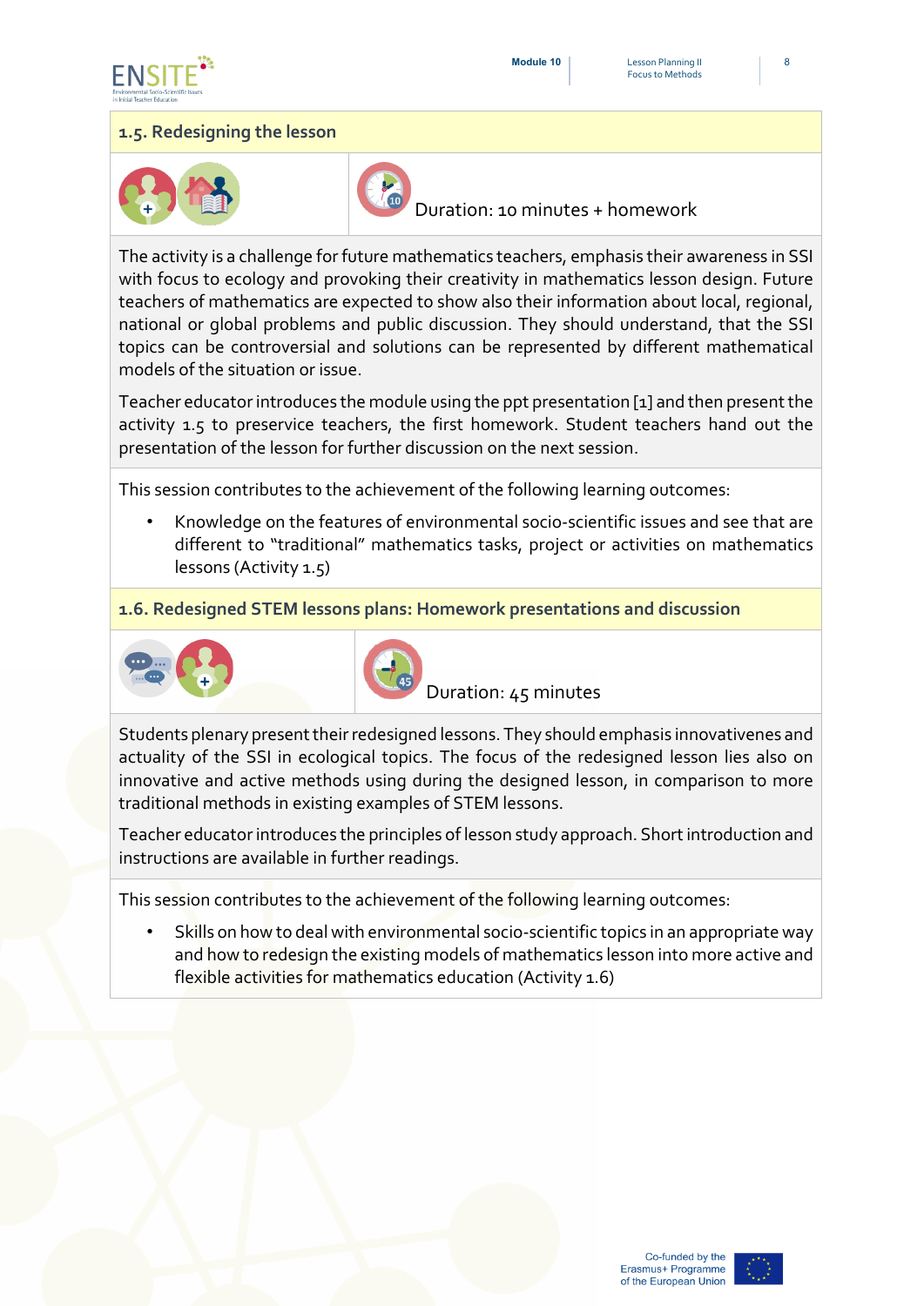### 1.5. Redesigning the lesson

Duration: 10 minutes + homework

The activity is a challenge for future mathematics teachers, emphasis their awareness in SSI with focus to ecology and provoking their creativity in mathematics lesson design. Future teachers of mathematics are expected to show also their information about local, regional, national or global problems and public discussion. They should understand, that the SSI topics can be controversial and solutions can be represented by different mathematical models of the situation or issue.

Teacher educator introduces the module using the ppt presentation [1] and then present the activity 1.5 to preservice teachers, the first homework. Student teachers hand out the presentation of the lesson for further discussion on the next session.

This session contributes to the achievement of the following learning outcomes:

- Knowledge on the features of environmental socio-scientific issues and see that are different to "traditional" mathematics tasks, project or activities on mathematics lessons (Activity 1.5)

### 1.6. Redesigned STEM lessons plans: Homework presentations and discussion

Duration: 45 minutes

Students plenary present their redesigned lessons. They should emphasis innovativenes and actuality of the SSI in ecological topics. The focus of the redesigned lesson lies also on innovative and active methods using during the designed lesson, in comparison to more traditional methods in existing examples of STEM lessons.

Teacher educator introduces the principles of lesson study approach. Short introduction and instructions are available in further readings.

This session contributes to the achievement of the following learning outcomes:

- Skills on how to deal with environmental socio-scientific topics in an appropriate way and how to redesign the existing models of mathematics lesson into more active and flexible activities for mathematics education (Activity 1.6)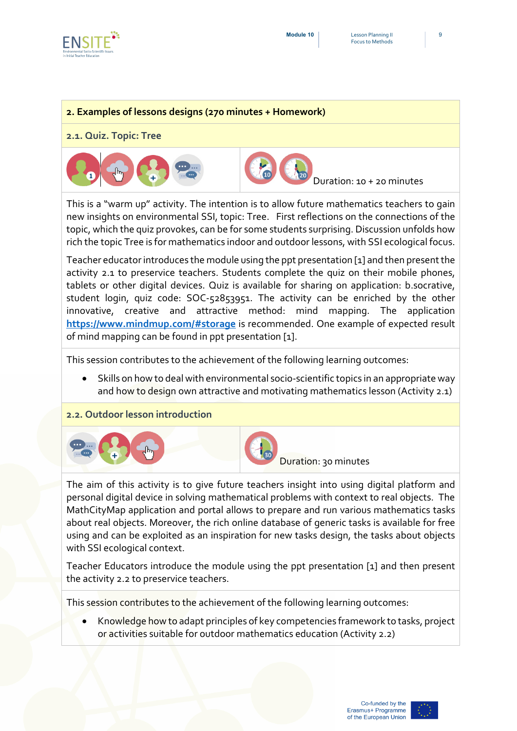## 2. Examples of lessons designs (270 minutes + Homework)

### 2.1. Quiz. Topic: Tree

Duration: 10 + 20 minutes

This is a "warm up" activity. The intention is to allow future mathematics teachers to gain new insights on environmental SSI, topic: Tree. First reflections on the connections of the topic, which the quiz provokes, can be for some students surprising. Discussion unfolds how rich the topic Tree is for mathematics indoor and outdoor lessons, with SSI ecological focus.

Teacher educator introduces the module using the ppt presentation [1] and then present the activity 2.1 to preservice teachers. Students complete the quiz on their mobile phones, tablets or other digital devices. Quiz is available for sharing on application: b.socrative, student login, quiz code: SOC-52853951. The activity can be enriched by the other innovative, creative and attractive method: mind mapping. The application [https://www.mindmup.com/#storage](https://www.mindmup.com/#storage) is recommended. One example of expected result of mind mapping can be found in ppt presentation [1].

This session contributes to the achievement of the following learning outcomes:

- Skills on how to deal with environmental socio-scientific topics in an appropriate way and how to design own attractive and motivating mathematics lesson (Activity 2.1)

### 2.2. Outdoor lesson introduction

Duration: 30 minutes

The aim of this activity is to give future teachers insight into using digital platform and personal digital device in solving mathematical problems with context to real objects. The MathCityMap application and portal allows to prepare and run various mathematics tasks about real objects. Moreover, the rich online database of generic tasks is available for free using and can be exploited as an inspiration for new tasks design, the tasks about objects with SSI ecological context.

Teacher Educators introduce the module using the ppt presentation [1] and then present the activity 2.2 to preservice teachers.

This session contributes to the achievement of the following learning outcomes:

- Knowledge how to adapt principles of key competencies framework to tasks, project or activities suitable for outdoor mathematics education (Activity 2.2)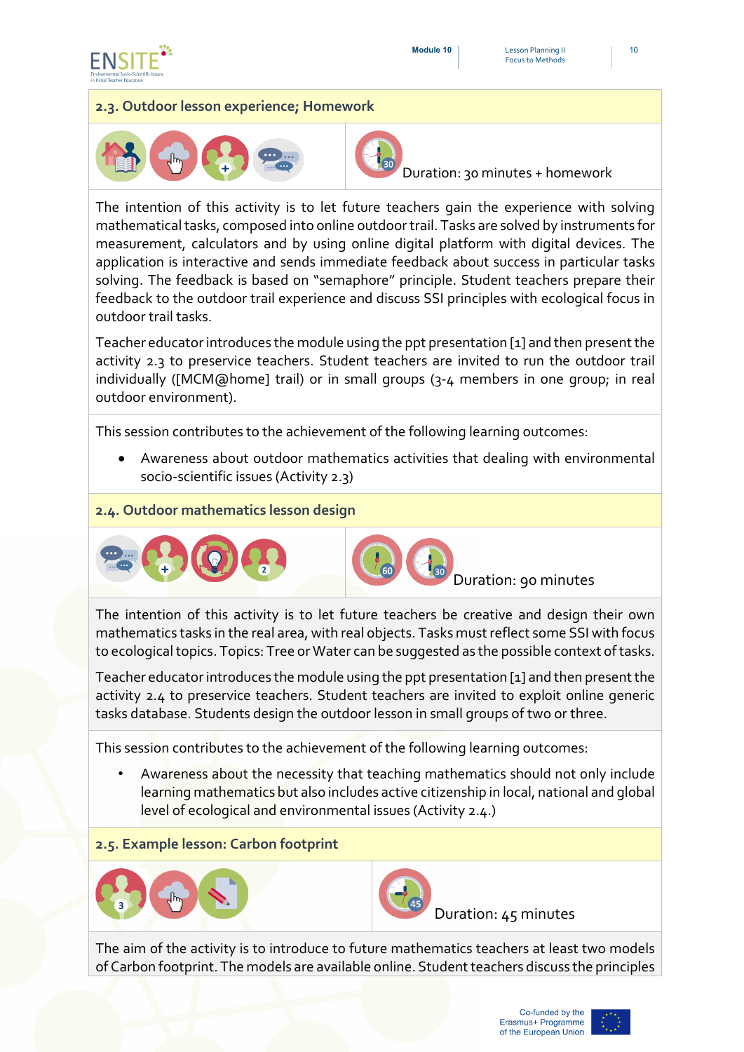## 2.3. Outdoor lesson experience; Homework

Duration: 30 minutes + homework

The intention of this activity is to let future teachers gain the experience with solving mathematical tasks, composed into online outdoor trail. Tasks are solved by instruments for measurement, calculators and by using online digital platform with digital devices. The application is interactive and sends immediate feedback about success in particular tasks solving. The feedback is based on "semaphore" principle. Student teachers prepare their feedback to the outdoor trail experience and discuss SSI principles with ecological focus in outdoor trail tasks.

Teacher educator introduces the module using the ppt presentation [1] and then present the activity 2.3 to preservice teachers. Student teachers are invited to run the outdoor trail individually ([MCM@home] trail) or in small groups (3-4 members in one group; in real outdoor environment).

This session contributes to the achievement of the following learning outcomes:

- Awareness about outdoor mathematics activities that dealing with environmental socio-scientific issues (Activity 2.3)

## 2.4. Outdoor mathematics lesson design

Duration: 90 minutes

The intention of this activity is to let future teachers be creative and design their own mathematics tasks in the real area, with real objects. Tasks must reflect some SSI with focus to ecological topics. Topics: Tree or Water can be suggested as the possible context of tasks.

Teacher educator introduces the module using the ppt presentation [1] and then present the activity 2.4 to preservice teachers. Student teachers are invited to exploit online generic tasks database. Students design the outdoor lesson in small groups of two or three.

This session contributes to the achievement of the following learning outcomes:

- Awareness about the necessity that teaching mathematics should not only include learning mathematics but also includes active citizenship in local, national and global level of ecological and environmental issues (Activity 2.4.)

## 2.5. Example lesson: Carbon footprint

Duration: 45 minutes

The aim of the activity is to introduce to future mathematics teachers at least two models of Carbon footprint. The models are available online. Student teachers discuss the principles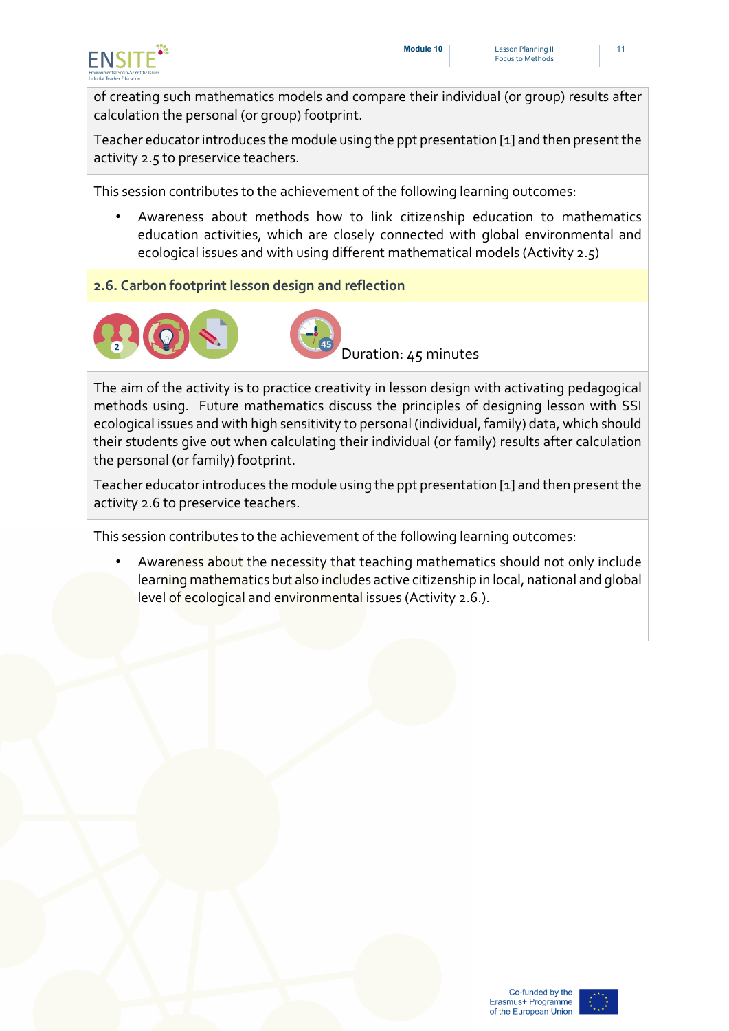of creating such mathematics models and compare their individual (or group) results after calculation the personal (or group) footprint.

Teacher educator introduces the module using the ppt presentation [1] and then present the activity 2.5 to preservice teachers.

This session contributes to the achievement of the following learning outcomes:

- Awareness about methods how to link citizenship education to mathematics education activities, which are closely connected with global environmental and ecological issues and with using different mathematical models (Activity 2.5)

### 2.6. Carbon footprint lesson design and reflection

Duration: 45 minutes

The aim of the activity is to practice creativity in lesson design with activating pedagogical methods using. Future mathematics discuss the principles of designing lesson with SSI ecological issues and with high sensitivity to personal (individual, family) data, which should their students give out when calculating their individual (or family) results after calculation the personal (or family) footprint.

Teacher educator introduces the module using the ppt presentation [1] and then present the activity 2.6 to preservice teachers.

This session contributes to the achievement of the following learning outcomes:

- Awareness about the necessity that teaching mathematics should not only include learning mathematics but also includes active citizenship in local, national and global level of ecological and environmental issues (Activity 2.6.).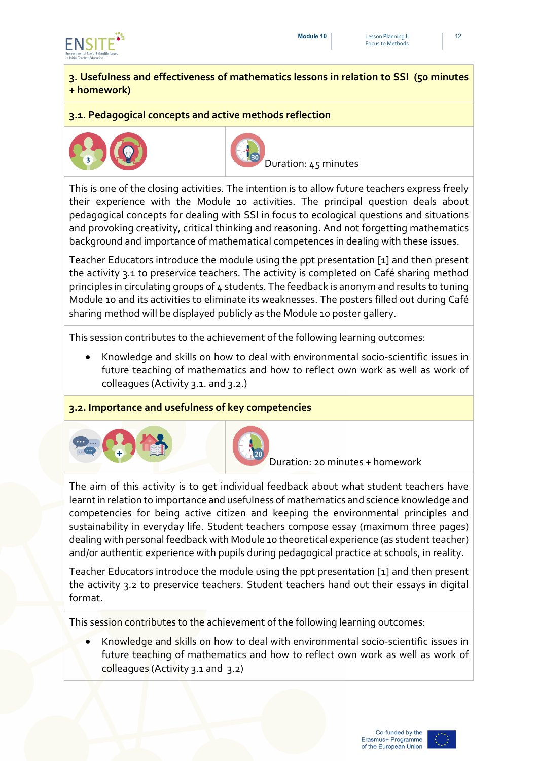## 3. Usefulness and effectiveness of mathematics lessons in relation to SSI (50 minutes + homework)

### 3.1. Pedagogical concepts and active methods reflection

Duration: 45 minutes

This is one of the closing activities. The intention is to allow future teachers express freely their experience with the Module 10 activities. The principal question deals about pedagogical concepts for dealing with SSI in focus to ecological questions and situations and provoking creativity, critical thinking and reasoning. And not forgetting mathematics background and importance of mathematical competences in dealing with these issues.

Teacher Educators introduce the module using the ppt presentation [1] and then present the activity 3.1 to preservice teachers. The activity is completed on Café sharing method principles in circulating groups of 4 students. The feedback is anonym and results to tuning Module 10 and its activities to eliminate its weaknesses. The posters filled out during Café sharing method will be displayed publicly as the Module 10 poster gallery.

This session contributes to the achievement of the following learning outcomes:

- Knowledge and skills on how to deal with environmental socio-scientific issues in future teaching of mathematics and how to reflect own work as well as work of colleagues (Activity 3.1. and 3.2.)

### 3.2. Importance and usefulness of key competencies

Duration: 20 minutes + homework

The aim of this activity is to get individual feedback about what student teachers have learnt in relation to importance and usefulness of mathematics and science knowledge and competencies for being active citizen and keeping the environmental principles and sustainability in everyday life. Student teachers compose essay (maximum three pages) dealing with personal feedback with Module 10 theoretical experience (as student teacher) and/or authentic experience with pupils during pedagogical practice at schools, in reality.

Teacher Educators introduce the module using the ppt presentation [1] and then present the activity 3.2 to preservice teachers. Student teachers hand out their essays in digital format.

This session contributes to the achievement of the following learning outcomes:

- Knowledge and skills on how to deal with environmental socio-scientific issues in future teaching of mathematics and how to reflect own work as well as work of colleagues (Activity 3.1 and 3.2)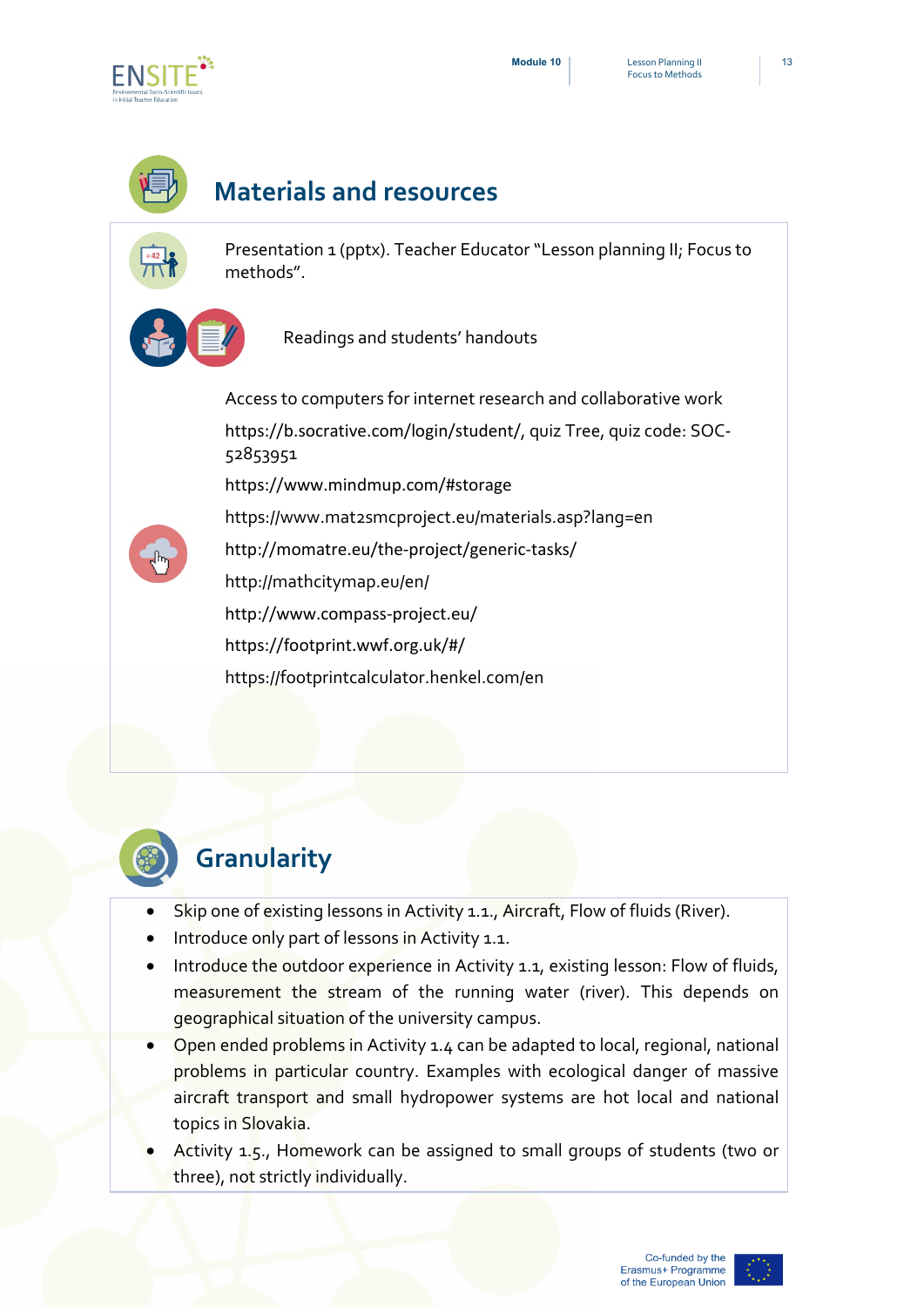## Materials and resources

Presentation 1 (pptx). Teacher Educator "Lesson planning II; Focus to methods".

Readings and students' handouts

Access to computers for internet research and collaborative work

https://b.socrative.com/login/student/, quiz Tree, quiz code: SOC-52853951

https://www.mindmup.com/#storage

https://www.mat2smcproject.eu/materials.asp?lang=en

http://momatre.eu/the-project/generic-tasks/

http://mathcitymap.eu/en/

http://www.compass-project.eu/

https://footprint.wwf.org.uk/#/

https://footprintcalculator.henkel.com/en

## Granularity

- Skip one of existing lessons in Activity 1.1., Aircraft, Flow of fluids (River).
- Introduce only part of lessons in Activity 1.1.
- Introduce the outdoor experience in Activity 1.1, existing lesson: Flow of fluids, measurement the stream of the running water (river). This depends on geographical situation of the university campus.
- Open ended problems in Activity 1.4 can be adapted to local, regional, national problems in particular country. Examples with ecological danger of massive aircraft transport and small hydropower systems are hot local and national topics in Slovakia.
- Activity 1.5., Homework can be assigned to small groups of students (two or three), not strictly individually.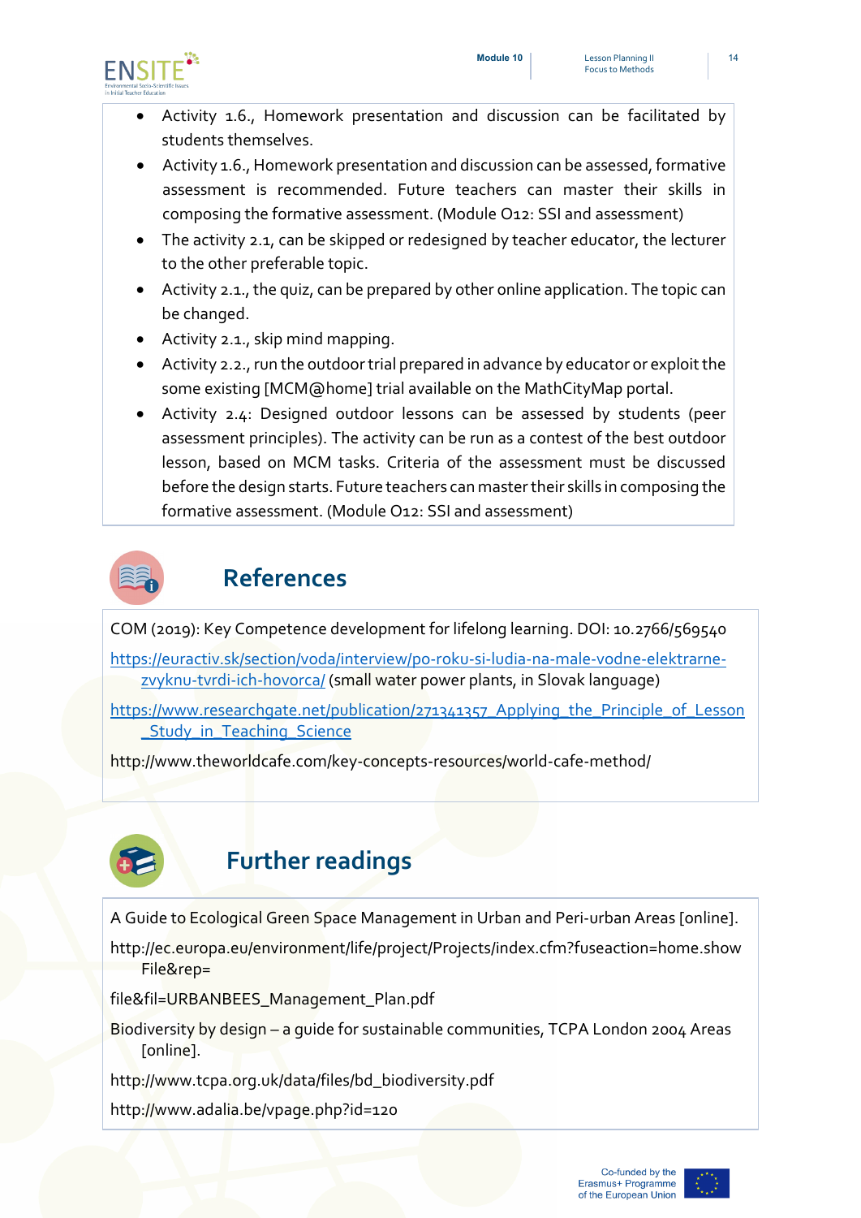- Activity 1.6., Homework presentation and discussion can be facilitated by students themselves.
- Activity 1.6., Homework presentation and discussion can be assessed, formative assessment is recommended. Future teachers can master their skills in composing the formative assessment. (Module O12: SSI and assessment)
- The activity 2.1, can be skipped or redesigned by teacher educator, the lecturer to the other preferable topic.
- Activity 2.1., the quiz, can be prepared by other online application. The topic can be changed.
- Activity 2.1., skip mind mapping.
- Activity 2.2., run the outdoor trial prepared in advance by educator or exploit the some existing [MCM@home] trial available on the MathCityMap portal.
- Activity 2.4: Designed outdoor lessons can be assessed by students (peer assessment principles). The activity can be run as a contest of the best outdoor lesson, based on MCM tasks. Criteria of the assessment must be discussed before the design starts. Future teachers can master their skills in composing the formative assessment. (Module O12: SSI and assessment)

## References

COM (2019): Key Competence development for lifelong learning. DOI: 10.2766/569540

https://euractiv.sk/section/voda/interview/po-roku-si-ludia-na-male-vodne-elektrarne-zvyknu-tvrdi-ich-hovorca/ (small water power plants, in Slovak language)

https://www.researchgate.net/publication/271341357_Applying_the_Principle_of_Lesson_Study_in_Teaching_Science

http://www.theworldcafe.com/key-concepts-resources/world-cafe-method/

## Further readings

A Guide to Ecological Green Space Management in Urban and Peri-urban Areas [online].

http://ec.europa.eu/environment/life/project/Projects/index.cfm?fuseaction=home.showFile&rep=

file&fil=URBANBEES_Management_Plan.pdf

Biodiversity by design – a guide for sustainable communities, TCPA London 2004 Areas [online].

http://www.tcpa.org.uk/data/files/bd_biodiversity.pdf

http://www.adalia.be/vpage.php?id=120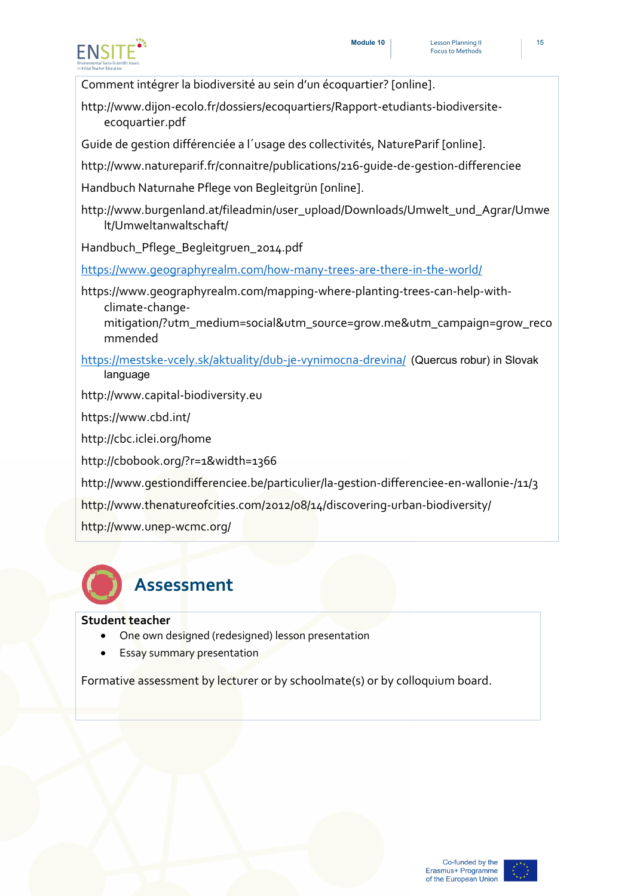Comment intégrer la biodiversité au sein d'un écoquartier? [online].

http://www.dijon-ecolo.fr/dossiers/ecoquartiers/Rapport-etudiants-biodiversite-ecoquartier.pdf

Guide de gestion différenciée a l´usage des collectivités, NatureParif [online].

http://www.natureparif.fr/connaitre/publications/216-guide-de-gestion-differenciee

Handbuch Naturnahe Pflege von Begleitgrün [online].

http://www.burgenland.at/fileadmin/user_upload/Downloads/Umwelt_und_Agrar/Umwelt/Umweltanwaltschaft/

Handbuch_Pflege_Begleitgruen_2014.pdf

https://www.geographyrealm.com/how-many-trees-are-there-in-the-world/

https://www.geographyrealm.com/mapping-where-planting-trees-can-help-with-climate-change-mitigation/?utm_medium=social&utm_source=grow.me&utm_campaign=grow_recommended

https://mestske-vcely.sk/aktuality/dub-je-vynimocna-drevina/ (Quercus robur) in Slovak language

http://www.capital-biodiversity.eu

https://www.cbd.int/

http://cbc.iclei.org/home

http://cbobook.org/?r=1&width=1366

http://www.gestiondifferenciee.be/particulier/la-gestion-differenciee-en-wallonie-/11/3

http://www.thenatureofcities.com/2012/08/14/discovering-urban-biodiversity/

http://www.unep-wcmc.org/

## Assessment

**Student teacher**

- One own designed (redesigned) lesson presentation
- Essay summary presentation

Formative assessment by lecturer or by schoolmate(s) or by colloquium board.